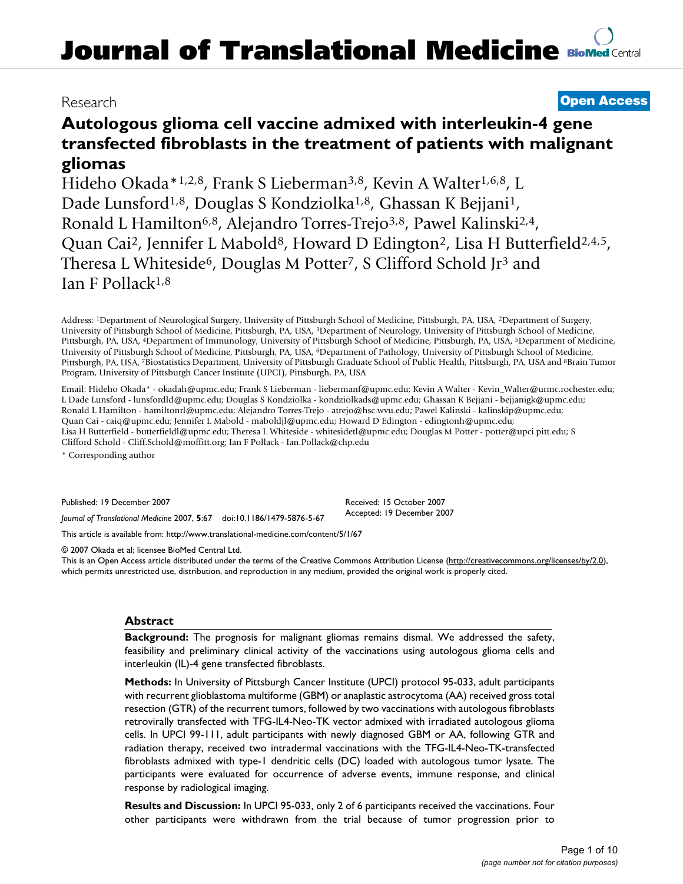# Journal of Translational Medicine

Research **Open Access**

# Autologous glioma cell vaccine admixed with interleukin-4 gene transfected fibroblasts in the treatment of patients with malignant gliomas

Hideho Okada*[1,2,8], Frank S Lieberman[3,8], Kevin A Walter[1,6,8], L Dade Lunsford[1,8], Douglas S Kondziolka[1,8], Ghassan K Bejjani[1], Ronald L Hamilton[6,8], Alejandro Torres-Trejo[3,8], Pawel Kalinski[2,4], Quan Cai[2], Jennifer L Mabold[8], Howard D Edington[2], Lisa H Butterfield[2,4,5], Theresa L Whiteside[6], Douglas M Potter[7], S Clifford Schold Jr[3] and Ian F Pollack[1,8]

Address: [1]Department of Neurological Surgery, University of Pittsburgh School of Medicine, Pittsburgh, PA, USA, [2]Department of Surgery, University of Pittsburgh School of Medicine, Pittsburgh, PA, USA, [3]Department of Neurology, University of Pittsburgh School of Medicine, Pittsburgh, PA, USA, [4]Department of Immunology, University of Pittsburgh School of Medicine, Pittsburgh, PA, USA, [5]Department of Medicine, University of Pittsburgh School of Medicine, Pittsburgh, PA, USA, [6]Department of Pathology, University of Pittsburgh School of Medicine, Pittsburgh, PA, USA, [7]Biostatistics Department, University of Pittsburgh Graduate School of Public Health, Pittsburgh, PA, USA and [8]Brain Tumor Program, University of Pittsburgh Cancer Institute (UPCI), Pittsburgh, PA, USA

Email: Hideho Okada* - okadah@upmc.edu; Frank S Lieberman - liebermanf@upmc.edu; Kevin A Walter - Kevin_Walter@urmc.rochester.edu; L Dade Lunsford - lunsfordld@upmc.edu; Douglas S Kondziolka - kondziolkads@upmc.edu; Ghassan K Bejjani - bejjanigk@upmc.edu; Ronald L Hamilton - hamiltonrl@upmc.edu; Alejandro Torres-Trejo - atrejo@hsc.wvu.edu; Pawel Kalinski - kalinskip@upmc.edu; Quan Cai - caiq@upmc.edu; Jennifer L Mabold - maboldjl@upmc.edu; Howard D Edington - edingtonh@upmc.edu; Lisa H Butterfield - butterfieldl@upmc.edu; Theresa L Whiteside - whitesidetl@upmc.edu; Douglas M Potter - potter@upci.pitt.edu; S Clifford Schold - Cliff.Schold@moffitt.org; Ian F Pollack - Ian.Pollack@chp.edu

\* Corresponding author

Published: 19 December 2007

*Journal of Translational Medicine* 2007, **5**:67 doi:10.1186/1479-5876-5-67

Received: 15 October 2007
Accepted: 19 December 2007

This article is available from: http://www.translational-medicine.com/content/5/1/67

© 2007 Okada et al; licensee BioMed Central Ltd.
This is an Open Access article distributed under the terms of the Creative Commons Attribution License (http://creativecommons.org/licenses/by/2.0), which permits unrestricted use, distribution, and reproduction in any medium, provided the original work is properly cited.

## Abstract

**Background:** The prognosis for malignant gliomas remains dismal. We addressed the safety, feasibility and preliminary clinical activity of the vaccinations using autologous glioma cells and interleukin (IL)-4 gene transfected fibroblasts.

**Methods:** In University of Pittsburgh Cancer Institute (UPCI) protocol 95-033, adult participants with recurrent glioblastoma multiforme (GBM) or anaplastic astrocytoma (AA) received gross total resection (GTR) of the recurrent tumors, followed by two vaccinations with autologous fibroblasts retrovirally transfected with TFG-IL4-Neo-TK vector admixed with irradiated autologous glioma cells. In UPCI 99-111, adult participants with newly diagnosed GBM or AA, following GTR and radiation therapy, received two intradermal vaccinations with the TFG-IL4-Neo-TK-transfected fibroblasts admixed with type-1 dendritic cells (DC) loaded with autologous tumor lysate. The participants were evaluated for occurrence of adverse events, immune response, and clinical response by radiological imaging.

**Results and Discussion:** In UPCI 95-033, only 2 of 6 participants received the vaccinations. Four other participants were withdrawn from the trial because of tumor progression prior to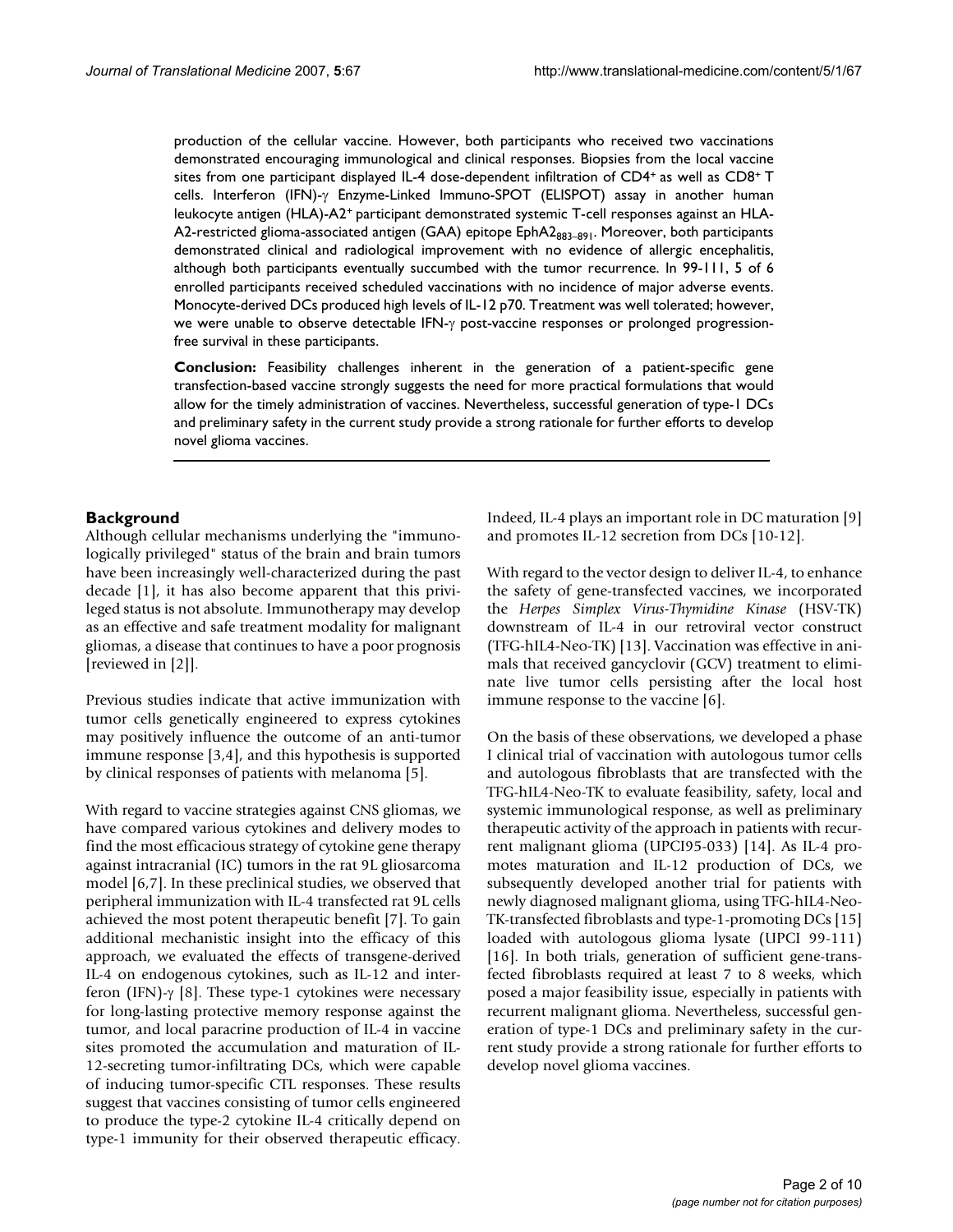production of the cellular vaccine. However, both participants who received two vaccinations demonstrated encouraging immunological and clinical responses. Biopsies from the local vaccine sites from one participant displayed IL-4 dose-dependent infiltration of $CD4^+$ as well as $CD8^+$ T cells. Interferon (IFN)-γ Enzyme-Linked Immuno-SPOT (ELISPOT) assay in another human leukocyte antigen (HLA)-$A2^+$ participant demonstrated systemic T-cell responses against an HLA-A2-restricted glioma-associated antigen (GAA) epitope $EphA2_{883-891}$. Moreover, both participants demonstrated clinical and radiological improvement with no evidence of allergic encephalitis, although both participants eventually succumbed with the tumor recurrence. In 99-111, 5 of 6 enrolled participants received scheduled vaccinations with no incidence of major adverse events. Monocyte-derived DCs produced high levels of IL-12 p70. Treatment was well tolerated; however, we were unable to observe detectable IFN-γ post-vaccine responses or prolonged progression-free survival in these participants.

**Conclusion:** Feasibility challenges inherent in the generation of a patient-specific gene transfection-based vaccine strongly suggests the need for more practical formulations that would allow for the timely administration of vaccines. Nevertheless, successful generation of type-1 DCs and preliminary safety in the current study provide a strong rationale for further efforts to develop novel glioma vaccines.

## Background

Although cellular mechanisms underlying the "immunologically privileged" status of the brain and brain tumors have been increasingly well-characterized during the past decade [1], it has also become apparent that this privileged status is not absolute. Immunotherapy may develop as an effective and safe treatment modality for malignant gliomas, a disease that continues to have a poor prognosis [reviewed in [2]].

Previous studies indicate that active immunization with tumor cells genetically engineered to express cytokines may positively influence the outcome of an anti-tumor immune response [3,4], and this hypothesis is supported by clinical responses of patients with melanoma [5].

With regard to vaccine strategies against CNS gliomas, we have compared various cytokines and delivery modes to find the most efficacious strategy of cytokine gene therapy against intracranial (IC) tumors in the rat 9L gliosarcoma model [6,7]. In these preclinical studies, we observed that peripheral immunization with IL-4 transfected rat 9L cells achieved the most potent therapeutic benefit [7]. To gain additional mechanistic insight into the efficacy of this approach, we evaluated the effects of transgene-derived IL-4 on endogenous cytokines, such as IL-12 and interferon (IFN)-γ [8]. These type-1 cytokines were necessary for long-lasting protective memory response against the tumor, and local paracrine production of IL-4 in vaccine sites promoted the accumulation and maturation of IL-12-secreting tumor-infiltrating DCs, which were capable of inducing tumor-specific CTL responses. These results suggest that vaccines consisting of tumor cells engineered to produce the type-2 cytokine IL-4 critically depend on type-1 immunity for their observed therapeutic efficacy. Indeed, IL-4 plays an important role in DC maturation [9] and promotes IL-12 secretion from DCs [10-12].

With regard to the vector design to deliver IL-4, to enhance the safety of gene-transfected vaccines, we incorporated the *Herpes Simplex Virus-Thymidine Kinase* (HSV-TK) downstream of IL-4 in our retroviral vector construct (TFG-hIL4-Neo-TK) [13]. Vaccination was effective in animals that received gancyclovir (GCV) treatment to eliminate live tumor cells persisting after the local host immune response to the vaccine [6].

On the basis of these observations, we developed a phase I clinical trial of vaccination with autologous tumor cells and autologous fibroblasts that are transfected with the TFG-hIL4-Neo-TK to evaluate feasibility, safety, local and systemic immunological response, as well as preliminary therapeutic activity of the approach in patients with recurrent malignant glioma (UPCI95-033) [14]. As IL-4 promotes maturation and IL-12 production of DCs, we subsequently developed another trial for patients with newly diagnosed malignant glioma, using TFG-hIL4-Neo-TK-transfected fibroblasts and type-1-promoting DCs [15] loaded with autologous glioma lysate (UPCI 99-111) [16]. In both trials, generation of sufficient gene-transfected fibroblasts required at least 7 to 8 weeks, which posed a major feasibility issue, especially in patients with recurrent malignant glioma. Nevertheless, successful generation of type-1 DCs and preliminary safety in the current study provide a strong rationale for further efforts to develop novel glioma vaccines.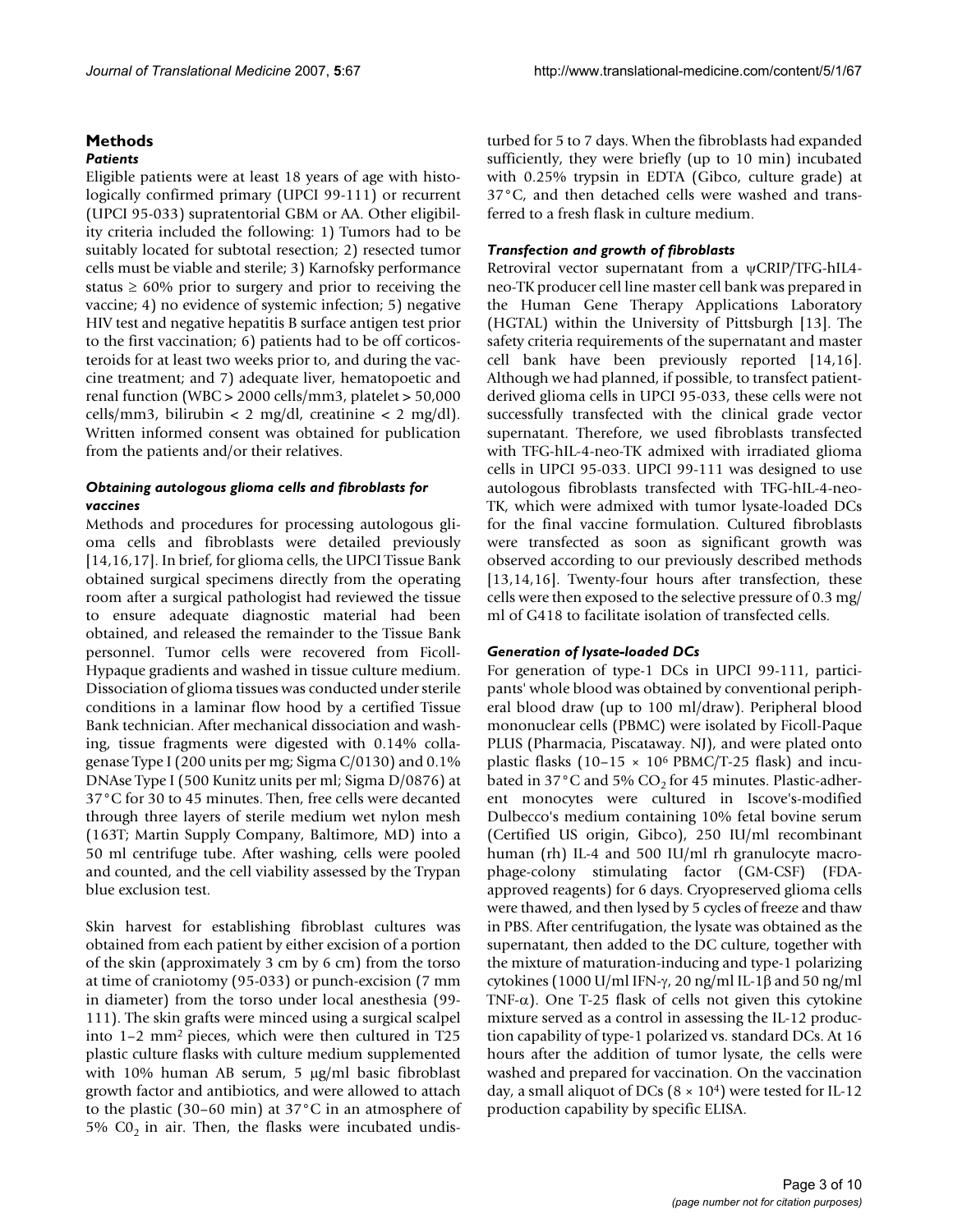## Methods

### Patients

Eligible patients were at least 18 years of age with histologically confirmed primary (UPCI 99-111) or recurrent (UPCI 95-033) supratentorial GBM or AA. Other eligibility criteria included the following: 1) Tumors had to be suitably located for subtotal resection; 2) resected tumor cells must be viable and sterile; 3) Karnofsky performance status ≥ 60% prior to surgery and prior to receiving the vaccine; 4) no evidence of systemic infection; 5) negative HIV test and negative hepatitis B surface antigen test prior to the first vaccination; 6) patients had to be off corticosteroids for at least two weeks prior to, and during the vaccine treatment; and 7) adequate liver, hematopoetic and renal function (WBC > 2000 cells/mm3, platelet > 50,000 cells/mm3, bilirubin < 2 mg/dl, creatinine < 2 mg/dl). Written informed consent was obtained for publication from the patients and/or their relatives.

### Obtaining autologous glioma cells and fibroblasts for vaccines

Methods and procedures for processing autologous glioma cells and fibroblasts were detailed previously [14,16,17]. In brief, for glioma cells, the UPCI Tissue Bank obtained surgical specimens directly from the operating room after a surgical pathologist had reviewed the tissue to ensure adequate diagnostic material had been obtained, and released the remainder to the Tissue Bank personnel. Tumor cells were recovered from Ficoll-Hypaque gradients and washed in tissue culture medium. Dissociation of glioma tissues was conducted under sterile conditions in a laminar flow hood by a certified Tissue Bank technician. After mechanical dissociation and washing, tissue fragments were digested with 0.14% collagenase Type I (200 units per mg; Sigma C/0130) and 0.1% DNAse Type I (500 Kunitz units per ml; Sigma D/0876) at 37°C for 30 to 45 minutes. Then, free cells were decanted through three layers of sterile medium wet nylon mesh (163T; Martin Supply Company, Baltimore, MD) into a 50 ml centrifuge tube. After washing, cells were pooled and counted, and the cell viability assessed by the Trypan blue exclusion test.

Skin harvest for establishing fibroblast cultures was obtained from each patient by either excision of a portion of the skin (approximately 3 cm by 6 cm) from the torso at time of craniotomy (95-033) or punch-excision (7 mm in diameter) from the torso under local anesthesia (99-111). The skin grafts were minced using a surgical scalpel into 1–2 mm$^2$ pieces, which were then cultured in T25 plastic culture flasks with culture medium supplemented with 10% human AB serum, 5 μg/ml basic fibroblast growth factor and antibiotics, and were allowed to attach to the plastic (30–60 min) at 37°C in an atmosphere of 5% $C0_2$ in air. Then, the flasks were incubated undisturbed for 5 to 7 days. When the fibroblasts had expanded sufficiently, they were briefly (up to 10 min) incubated with 0.25% trypsin in EDTA (Gibco, culture grade) at 37°C, and then detached cells were washed and transferred to a fresh flask in culture medium.

### Transfection and growth of fibroblasts

Retroviral vector supernatant from a ψCRIP/TFG-hIL4-neo-TK producer cell line master cell bank was prepared in the Human Gene Therapy Applications Laboratory (HGTAL) within the University of Pittsburgh [13]. The safety criteria requirements of the supernatant and master cell bank have been previously reported [14,16]. Although we had planned, if possible, to transfect patient-derived glioma cells in UPCI 95-033, these cells were not successfully transfected with the clinical grade vector supernatant. Therefore, we used fibroblasts transfected with TFG-hIL-4-neo-TK admixed with irradiated glioma cells in UPCI 95-033. UPCI 99-111 was designed to use autologous fibroblasts transfected with TFG-hIL-4-neo-TK, which were admixed with tumor lysate-loaded DCs for the final vaccine formulation. Cultured fibroblasts were transfected as soon as significant growth was observed according to our previously described methods [13,14,16]. Twenty-four hours after transfection, these cells were then exposed to the selective pressure of 0.3 mg/ml of G418 to facilitate isolation of transfected cells.

### Generation of lysate-loaded DCs

For generation of type-1 DCs in UPCI 99-111, participants' whole blood was obtained by conventional peripheral blood draw (up to 100 ml/draw). Peripheral blood mononuclear cells (PBMC) were isolated by Ficoll-Paque PLUS (Pharmacia, Piscataway. NJ), and were plated onto plastic flasks (10–15 × $10^6$ PBMC/T-25 flask) and incubated in 37°C and 5% $CO_2$ for 45 minutes. Plastic-adherent monocytes were cultured in Iscove's-modified Dulbecco's medium containing 10% fetal bovine serum (Certified US origin, Gibco), 250 IU/ml recombinant human (rh) IL-4 and 500 IU/ml rh granulocyte macrophage-colony stimulating factor (GM-CSF) (FDA-approved reagents) for 6 days. Cryopreserved glioma cells were thawed, and then lysed by 5 cycles of freeze and thaw in PBS. After centrifugation, the lysate was obtained as the supernatant, then added to the DC culture, together with the mixture of maturation-inducing and type-1 polarizing cytokines (1000 U/ml IFN-γ, 20 ng/ml IL-1β and 50 ng/ml TNF-α). One T-25 flask of cells not given this cytokine mixture served as a control in assessing the IL-12 production capability of type-1 polarized vs. standard DCs. At 16 hours after the addition of tumor lysate, the cells were washed and prepared for vaccination. On the vaccination day, a small aliquot of DCs (8 × $10^4$) were tested for IL-12 production capability by specific ELISA.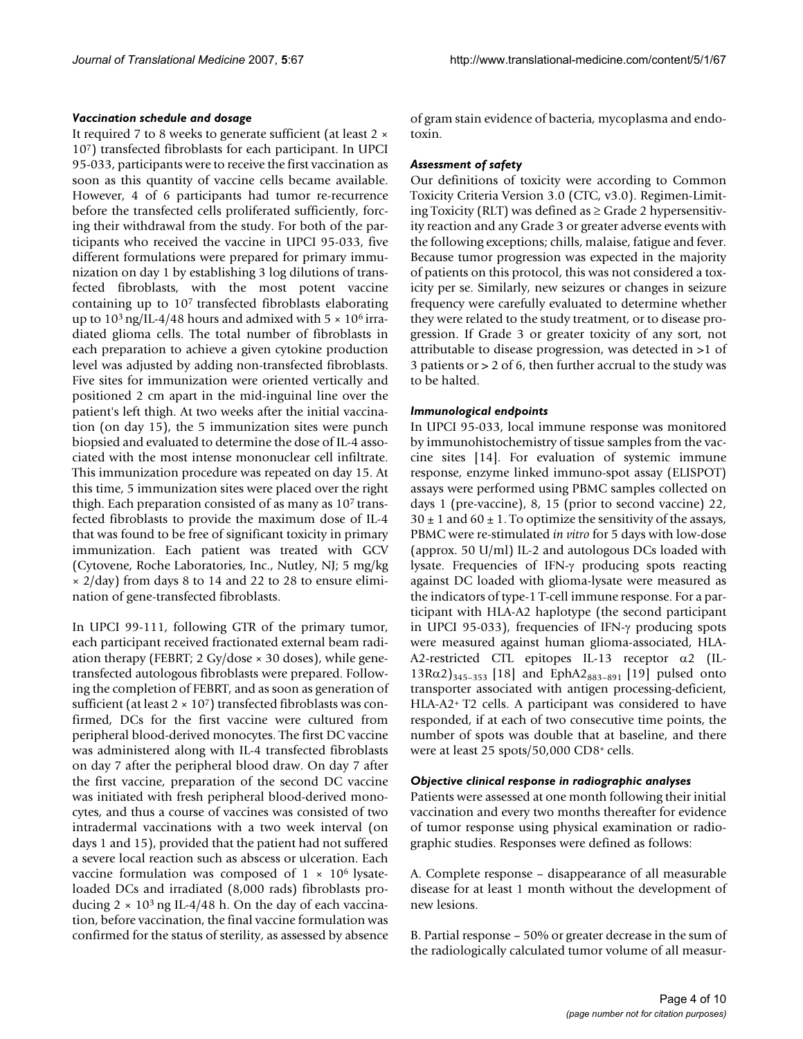### *Vaccination schedule and dosage*

It required 7 to 8 weeks to generate sufficient (at least $2 \times 10^7$) transfected fibroblasts for each participant. In UPCI 95-033, participants were to receive the first vaccination as soon as this quantity of vaccine cells became available. However, 4 of 6 participants had tumor re-recurrence before the transfected cells proliferated sufficiently, forcing their withdrawal from the study. For both of the participants who received the vaccine in UPCI 95-033, five different formulations were prepared for primary immunization on day 1 by establishing 3 log dilutions of transfected fibroblasts, with the most potent vaccine containing up to $10^7$ transfected fibroblasts elaborating up to $10^3$ ng/IL-4/48 hours and admixed with $5 \times 10^6$ irradiated glioma cells. The total number of fibroblasts in each preparation to achieve a given cytokine production level was adjusted by adding non-transfected fibroblasts. Five sites for immunization were oriented vertically and positioned 2 cm apart in the mid-inguinal line over the patient's left thigh. At two weeks after the initial vaccination (on day 15), the 5 immunization sites were punch biopsied and evaluated to determine the dose of IL-4 associated with the most intense mononuclear cell infiltrate. This immunization procedure was repeated on day 15. At this time, 5 immunization sites were placed over the right thigh. Each preparation consisted of as many as $10^7$ transfected fibroblasts to provide the maximum dose of IL-4 that was found to be free of significant toxicity in primary immunization. Each patient was treated with GCV (Cytovene, Roche Laboratories, Inc., Nutley, NJ; 5 mg/kg $\times$ 2/day) from days 8 to 14 and 22 to 28 to ensure elimination of gene-transfected fibroblasts.

In UPCI 99-111, following GTR of the primary tumor, each participant received fractionated external beam radiation therapy (FEBRT; 2 Gy/dose × 30 doses), while gene-transfected autologous fibroblasts were prepared. Following the completion of FEBRT, and as soon as generation of sufficient (at least $2 \times 10^7$) transfected fibroblasts was confirmed, DCs for the first vaccine were cultured from peripheral blood-derived monocytes. The first DC vaccine was administered along with IL-4 transfected fibroblasts on day 7 after the peripheral blood draw. On day 7 after the first vaccine, preparation of the second DC vaccine was initiated with fresh peripheral blood-derived monocytes, and thus a course of vaccines was consisted of two intradermal vaccinations with a two week interval (on days 1 and 15), provided that the patient had not suffered a severe local reaction such as abscess or ulceration. Each vaccine formulation was composed of $1 \times 10^6$ lysate-loaded DCs and irradiated (8,000 rads) fibroblasts producing $2 \times 10^3$ ng IL-4/48 h. On the day of each vaccination, before vaccination, the final vaccine formulation was confirmed for the status of sterility, as assessed by absence of gram stain evidence of bacteria, mycoplasma and endotoxin.

### *Assessment of safety*

Our definitions of toxicity were according to Common Toxicity Criteria Version 3.0 (CTC, v3.0). Regimen-Limiting Toxicity (RLT) was defined as ≥ Grade 2 hypersensitivity reaction and any Grade 3 or greater adverse events with the following exceptions; chills, malaise, fatigue and fever. Because tumor progression was expected in the majority of patients on this protocol, this was not considered a toxicity per se. Similarly, new seizures or changes in seizure frequency were carefully evaluated to determine whether they were related to the study treatment, or to disease progression. If Grade 3 or greater toxicity of any sort, not attributable to disease progression, was detected in >1 of 3 patients or > 2 of 6, then further accrual to the study was to be halted.

### *Immunological endpoints*

In UPCI 95-033, local immune response was monitored by immunohistochemistry of tissue samples from the vaccine sites [14]. For evaluation of systemic immune response, enzyme linked immuno-spot assay (ELISPOT) assays were performed using PBMC samples collected on days 1 (pre-vaccine), 8, 15 (prior to second vaccine) 22, $30 \pm 1$ and $60 \pm 1$. To optimize the sensitivity of the assays, PBMC were re-stimulated *in vitro* for 5 days with low-dose (approx. 50 U/ml) IL-2 and autologous DCs loaded with lysate. Frequencies of IFN-γ producing spots reacting against DC loaded with glioma-lysate were measured as the indicators of type-1 T-cell immune response. For a participant with HLA-A2 haplotype (the second participant in UPCI 95-033), frequencies of IFN-γ producing spots were measured against human glioma-associated, HLA-A2-restricted CTL epitopes IL-13 receptor α2 (IL-$13R\alpha2)_{345-353}$ [18] and $EphA2_{883-891}$ [19] pulsed onto transporter associated with antigen processing-deficient, HLA-$A2^+$ T2 cells. A participant was considered to have responded, if at each of two consecutive time points, the number of spots was double that at baseline, and there were at least 25 spots/50,000 $CD8^+$ cells.

### *Objective clinical response in radiographic analyses*

Patients were assessed at one month following their initial vaccination and every two months thereafter for evidence of tumor response using physical examination or radiographic studies. Responses were defined as follows:

A. Complete response – disappearance of all measurable disease for at least 1 month without the development of new lesions.

B. Partial response – 50% or greater decrease in the sum of the radiologically calculated tumor volume of all measur-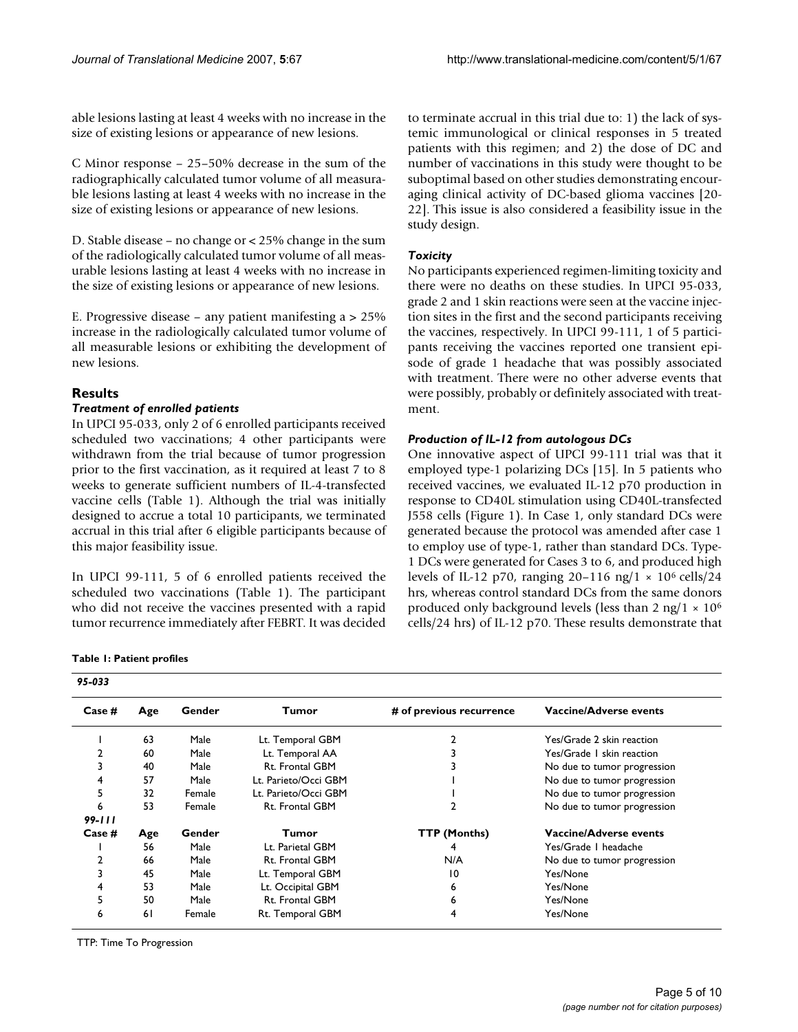able lesions lasting at least 4 weeks with no increase in the size of existing lesions or appearance of new lesions.

C Minor response – 25–50% decrease in the sum of the radiographically calculated tumor volume of all measurable lesions lasting at least 4 weeks with no increase in the size of existing lesions or appearance of new lesions.

D. Stable disease – no change or < 25% change in the sum of the radiologically calculated tumor volume of all measurable lesions lasting at least 4 weeks with no increase in the size of existing lesions or appearance of new lesions.

E. Progressive disease – any patient manifesting a > 25% increase in the radiologically calculated tumor volume of all measurable lesions or exhibiting the development of new lesions.

## Results

### *Treatment of enrolled patients*

In UPCI 95-033, only 2 of 6 enrolled participants received scheduled two vaccinations; 4 other participants were withdrawn from the trial because of tumor progression prior to the first vaccination, as it required at least 7 to 8 weeks to generate sufficient numbers of IL-4-transfected vaccine cells (Table 1). Although the trial was initially designed to accrue a total 10 participants, we terminated accrual in this trial after 6 eligible participants because of this major feasibility issue.

In UPCI 99-111, 5 of 6 enrolled patients received the scheduled two vaccinations (Table 1). The participant who did not receive the vaccines presented with a rapid tumor recurrence immediately after FEBRT. It was decided to terminate accrual in this trial due to: 1) the lack of systemic immunological or clinical responses in 5 treated patients with this regimen; and 2) the dose of DC and number of vaccinations in this study were thought to be suboptimal based on other studies demonstrating encouraging clinical activity of DC-based glioma vaccines [20-22]. This issue is also considered a feasibility issue in the study design.

### *Toxicity*

No participants experienced regimen-limiting toxicity and there were no deaths on these studies. In UPCI 95-033, grade 2 and 1 skin reactions were seen at the vaccine injection sites in the first and the second participants receiving the vaccines, respectively. In UPCI 99-111, 1 of 5 participants receiving the vaccines reported one transient episode of grade 1 headache that was possibly associated with treatment. There were no other adverse events that were possibly, probably or definitely associated with treatment.

### *Production of IL-12 from autologous DCs*

One innovative aspect of UPCI 99-111 trial was that it employed type-1 polarizing DCs [15]. In 5 patients who received vaccines, we evaluated IL-12 p70 production in response to CD40L stimulation using CD40L-transfected J558 cells (Figure 1). In Case 1, only standard DCs were generated because the protocol was amended after case 1 to employ use of type-1, rather than standard DCs. Type-1 DCs were generated for Cases 3 to 6, and produced high levels of IL-12 p70, ranging 20–116 ng/1 × $10^6$ cells/24 hrs, whereas control standard DCs from the same donors produced only background levels (less than 2 ng/1 × $10^6$ cells/24 hrs) of IL-12 p70. These results demonstrate that

**Table 1: Patient profiles**

| *95-033* | | | | | |
|---|---|---|---|---|---|
| **Case #** | **Age** | **Gender** | **Tumor** | **# of previous recurrence** | **Vaccine/Adverse events** |
| 1 | 63 | Male | Lt. Temporal GBM | 2 | Yes/Grade 2 skin reaction |
| 2 | 60 | Male | Lt. Temporal AA | 3 | Yes/Grade 1 skin reaction |
| 3 | 40 | Male | Rt. Frontal GBM | 3 | No due to tumor progression |
| 4 | 57 | Male | Lt. Parieto/Occi GBM | 1 | No due to tumor progression |
| 5 | 32 | Female | Lt. Parieto/Occi GBM | 1 | No due to tumor progression |
| 6 | 53 | Female | Rt. Frontal GBM | 2 | No due to tumor progression |
| *99-111* | | | | | |
| **Case #** | **Age** | **Gender** | **Tumor** | **TTP (Months)** | **Vaccine/Adverse events** |
| 1 | 56 | Male | Lt. Parietal GBM | 4 | Yes/Grade 1 headache |
| 2 | 66 | Male | Rt. Frontal GBM | N/A | No due to tumor progression |
| 3 | 45 | Male | Lt. Temporal GBM | 10 | Yes/None |
| 4 | 53 | Male | Lt. Occipital GBM | 6 | Yes/None |
| 5 | 50 | Male | Rt. Frontal GBM | 6 | Yes/None |
| 6 | 61 | Female | Rt. Temporal GBM | 4 | Yes/None |

TTP: Time To Progression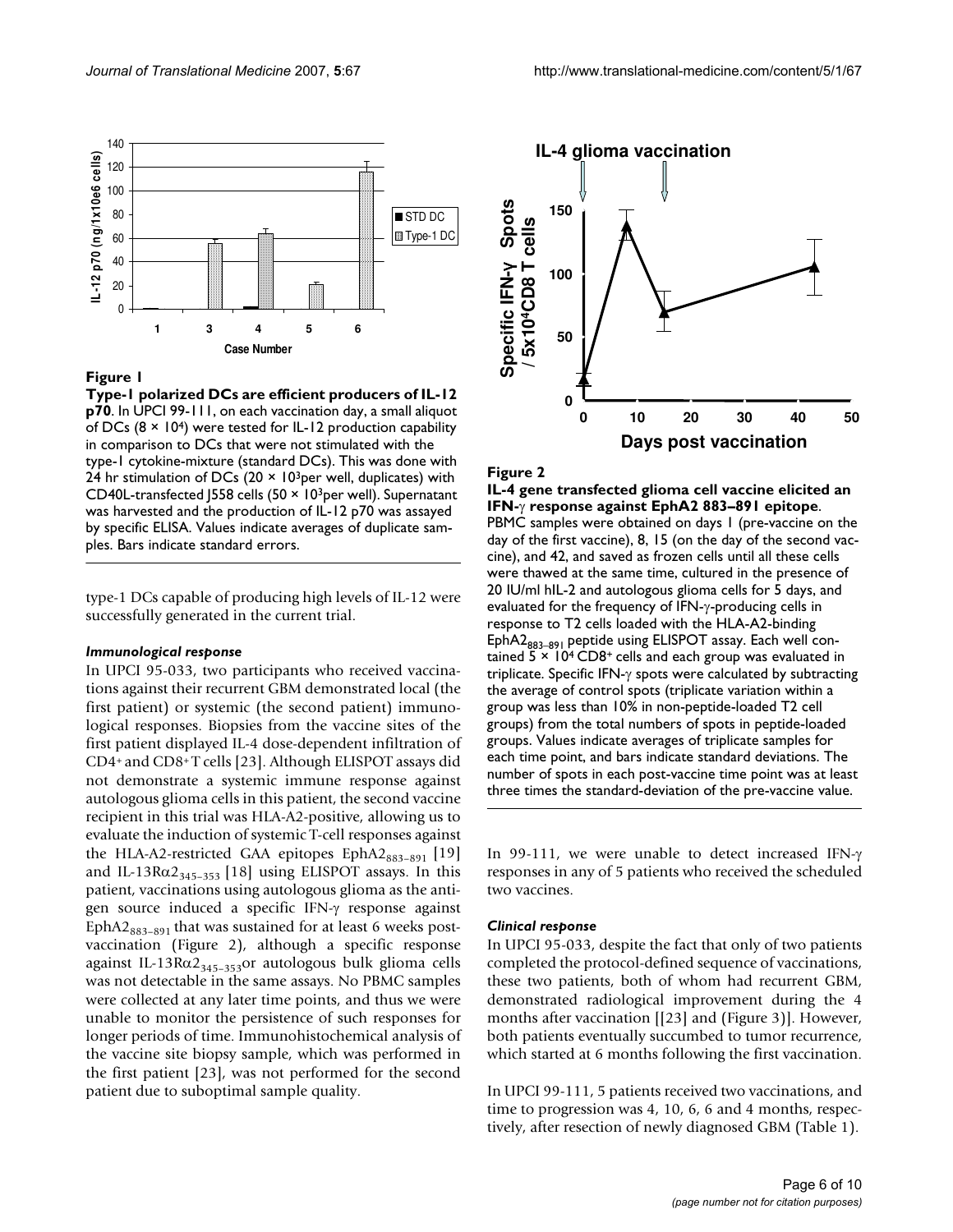**Figure 1**

**Type-1 polarized DCs are efficient producers of IL-12 p70**. In UPCI 99-111, on each vaccination day, a small aliquot of DCs ($8 \times 10^4$) were tested for IL-12 production capability in comparison to DCs that were not stimulated with the type-1 cytokine-mixture (standard DCs). This was done with 24 hr stimulation of DCs ($20 \times 10^3$per well, duplicates) with CD40L-transfected J558 cells ($50 \times 10^3$per well). Supernatant was harvested and the production of IL-12 p70 was assayed by specific ELISA. Values indicate averages of duplicate samples. Bars indicate standard errors.

type-1 DCs capable of producing high levels of IL-12 were successfully generated in the current trial.

### *Immunological response*

In UPCI 95-033, two participants who received vaccinations against their recurrent GBM demonstrated local (the first patient) or systemic (the second patient) immunological responses. Biopsies from the vaccine sites of the first patient displayed IL-4 dose-dependent infiltration of $CD4^+$ and $CD8^+$ T cells [23]. Although ELISPOT assays did not demonstrate a systemic immune response against autologous glioma cells in this patient, the second vaccine recipient in this trial was HLA-A2-positive, allowing us to evaluate the induction of systemic T-cell responses against the HLA-A2-restricted GAA epitopes $EphA2_{883-891}$ [19] and $IL\text{-}13R\alpha 2_{345-353}$ [18] using ELISPOT assays. In this patient, vaccinations using autologous glioma as the antigen source induced a specific IFN-γ response against $EphA2_{883-891}$ that was sustained for at least 6 weeks post-vaccination (Figure 2), although a specific response against $IL\text{-}13R\alpha 2_{345-353}$or autologous bulk glioma cells was not detectable in the same assays. No PBMC samples were collected at any later time points, and thus we were unable to monitor the persistence of such responses for longer periods of time. Immunohistochemical analysis of the vaccine site biopsy sample, which was performed in the first patient [23], was not performed for the second patient due to suboptimal sample quality.

**Figure 2**

**IL-4 gene transfected glioma cell vaccine elicited an IFN-γ response against EphA2 883–891 epitope**. PBMC samples were obtained on days 1 (pre-vaccine on the day of the first vaccine), 8, 15 (on the day of the second vaccine), and 42, and saved as frozen cells until all these cells were thawed at the same time, cultured in the presence of 20 IU/ml hIL-2 and autologous glioma cells for 5 days, and evaluated for the frequency of IFN-γ-producing cells in response to T2 cells loaded with the HLA-A2-binding $EphA2_{883-891}$ peptide using ELISPOT assay. Each well contained $5 \times 10^4$ $CD8^+$ cells and each group was evaluated in triplicate. Specific IFN-γ spots were calculated by subtracting the average of control spots (triplicate variation within a group was less than 10% in non-peptide-loaded T2 cell groups) from the total numbers of spots in peptide-loaded groups. Values indicate averages of triplicate samples for each time point, and bars indicate standard deviations. The number of spots in each post-vaccine time point was at least three times the standard-deviation of the pre-vaccine value.

In 99-111, we were unable to detect increased IFN-γ responses in any of 5 patients who received the scheduled two vaccines.

### *Clinical response*

In UPCI 95-033, despite the fact that only of two patients completed the protocol-defined sequence of vaccinations, these two patients, both of whom had recurrent GBM, demonstrated radiological improvement during the 4 months after vaccination [[23] and (Figure 3)]. However, both patients eventually succumbed to tumor recurrence, which started at 6 months following the first vaccination.

In UPCI 99-111, 5 patients received two vaccinations, and time to progression was 4, 10, 6, 6 and 4 months, respectively, after resection of newly diagnosed GBM (Table 1).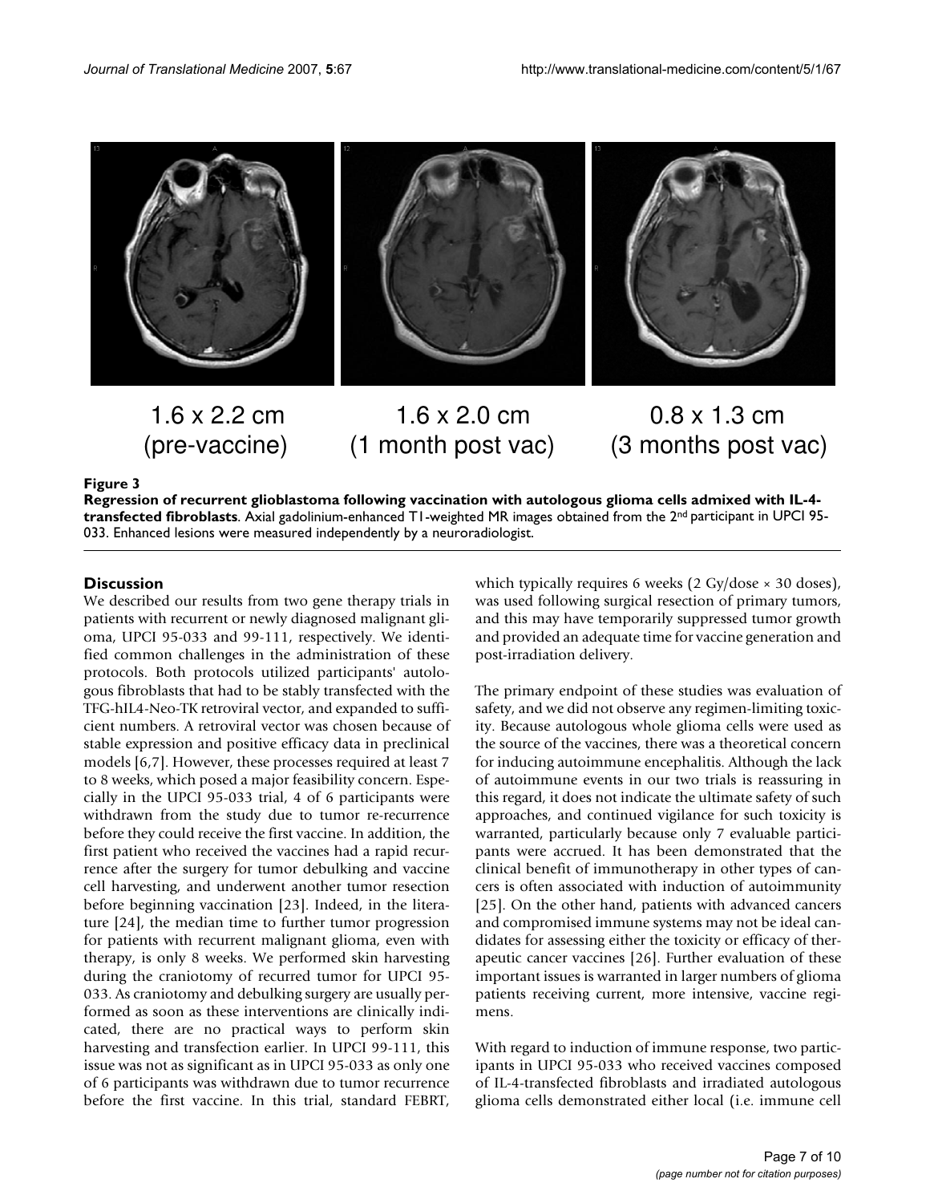1.6 x 2.2 cm (pre-vaccine)

1.6 x 2.0 cm (1 month post vac)

0.8 x 1.3 cm (3 months post vac)

**Figure 3**

**Regression of recurrent glioblastoma following vaccination with autologous glioma cells admixed with IL-4-transfected fibroblasts**. Axial gadolinium-enhanced T1-weighted MR images obtained from the 2nd participant in UPCI 95-033. Enhanced lesions were measured independently by a neuroradiologist.

## Discussion

We described our results from two gene therapy trials in patients with recurrent or newly diagnosed malignant glioma, UPCI 95-033 and 99-111, respectively. We identified common challenges in the administration of these protocols. Both protocols utilized participants' autologous fibroblasts that had to be stably transfected with the TFG-hIL4-Neo-TK retroviral vector, and expanded to sufficient numbers. A retroviral vector was chosen because of stable expression and positive efficacy data in preclinical models [6,7]. However, these processes required at least 7 to 8 weeks, which posed a major feasibility concern. Especially in the UPCI 95-033 trial, 4 of 6 participants were withdrawn from the study due to tumor re-recurrence before they could receive the first vaccine. In addition, the first patient who received the vaccines had a rapid recurrence after the surgery for tumor debulking and vaccine cell harvesting, and underwent another tumor resection before beginning vaccination [23]. Indeed, in the literature [24], the median time to further tumor progression for patients with recurrent malignant glioma, even with therapy, is only 8 weeks. We performed skin harvesting during the craniotomy of recurred tumor for UPCI 95-033. As craniotomy and debulking surgery are usually performed as soon as these interventions are clinically indicated, there are no practical ways to perform skin harvesting and transfection earlier. In UPCI 99-111, this issue was not as significant as in UPCI 95-033 as only one of 6 participants was withdrawn due to tumor recurrence before the first vaccine. In this trial, standard FEBRT, which typically requires 6 weeks (2 Gy/dose × 30 doses), was used following surgical resection of primary tumors, and this may have temporarily suppressed tumor growth and provided an adequate time for vaccine generation and post-irradiation delivery.

The primary endpoint of these studies was evaluation of safety, and we did not observe any regimen-limiting toxicity. Because autologous whole glioma cells were used as the source of the vaccines, there was a theoretical concern for inducing autoimmune encephalitis. Although the lack of autoimmune events in our two trials is reassuring in this regard, it does not indicate the ultimate safety of such approaches, and continued vigilance for such toxicity is warranted, particularly because only 7 evaluable participants were accrued. It has been demonstrated that the clinical benefit of immunotherapy in other types of cancers is often associated with induction of autoimmunity [25]. On the other hand, patients with advanced cancers and compromised immune systems may not be ideal candidates for assessing either the toxicity or efficacy of therapeutic cancer vaccines [26]. Further evaluation of these important issues is warranted in larger numbers of glioma patients receiving current, more intensive, vaccine regimens.

With regard to induction of immune response, two participants in UPCI 95-033 who received vaccines composed of IL-4-transfected fibroblasts and irradiated autologous glioma cells demonstrated either local (i.e. immune cell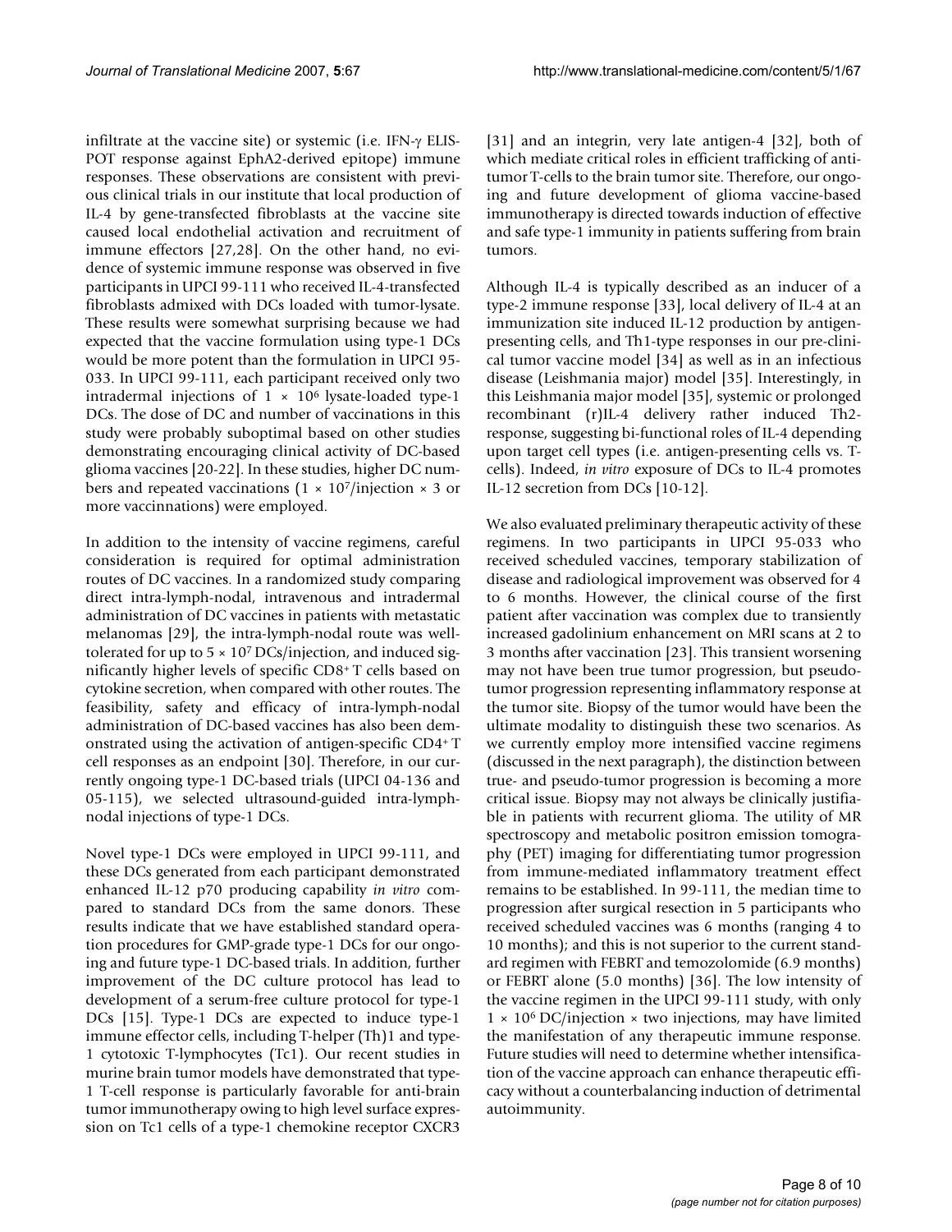infiltrate at the vaccine site) or systemic (i.e. IFN-γ ELISPOT response against EphA2-derived epitope) immune responses. These observations are consistent with previous clinical trials in our institute that local production of IL-4 by gene-transfected fibroblasts at the vaccine site caused local endothelial activation and recruitment of immune effectors [27,28]. On the other hand, no evidence of systemic immune response was observed in five participants in UPCI 99-111 who received IL-4-transfected fibroblasts admixed with DCs loaded with tumor-lysate. These results were somewhat surprising because we had expected that the vaccine formulation using type-1 DCs would be more potent than the formulation in UPCI 95-033. In UPCI 99-111, each participant received only two intradermal injections of $1 \times 10^6$ lysate-loaded type-1 DCs. The dose of DC and number of vaccinations in this study were probably suboptimal based on other studies demonstrating encouraging clinical activity of DC-based glioma vaccines [20-22]. In these studies, higher DC numbers and repeated vaccinations ($1 \times 10^7$/injection × 3 or more vaccinnations) were employed.

In addition to the intensity of vaccine regimens, careful consideration is required for optimal administration routes of DC vaccines. In a randomized study comparing direct intra-lymph-nodal, intravenous and intradermal administration of DC vaccines in patients with metastatic melanomas [29], the intra-lymph-nodal route was well-tolerated for up to $5 \times 10^7$ DCs/injection, and induced significantly higher levels of specific $CD8^+$ T cells based on cytokine secretion, when compared with other routes. The feasibility, safety and efficacy of intra-lymph-nodal administration of DC-based vaccines has also been demonstrated using the activation of antigen-specific $CD4^+$ T cell responses as an endpoint [30]. Therefore, in our currently ongoing type-1 DC-based trials (UPCI 04-136 and 05-115), we selected ultrasound-guided intra-lymph-nodal injections of type-1 DCs.

Novel type-1 DCs were employed in UPCI 99-111, and these DCs generated from each participant demonstrated enhanced IL-12 p70 producing capability *in vitro* compared to standard DCs from the same donors. These results indicate that we have established standard operation procedures for GMP-grade type-1 DCs for our ongoing and future type-1 DC-based trials. In addition, further improvement of the DC culture protocol has lead to development of a serum-free culture protocol for type-1 DCs [15]. Type-1 DCs are expected to induce type-1 immune effector cells, including T-helper (Th)1 and type-1 cytotoxic T-lymphocytes (Tc1). Our recent studies in murine brain tumor models have demonstrated that type-1 T-cell response is particularly favorable for anti-brain tumor immunotherapy owing to high level surface expression on Tc1 cells of a type-1 chemokine receptor CXCR3 [31] and an integrin, very late antigen-4 [32], both of which mediate critical roles in efficient trafficking of anti-tumor T-cells to the brain tumor site. Therefore, our ongoing and future development of glioma vaccine-based immunotherapy is directed towards induction of effective and safe type-1 immunity in patients suffering from brain tumors.

Although IL-4 is typically described as an inducer of a type-2 immune response [33], local delivery of IL-4 at an immunization site induced IL-12 production by antigen-presenting cells, and Th1-type responses in our pre-clinical tumor vaccine model [34] as well as in an infectious disease (Leishmania major) model [35]. Interestingly, in this Leishmania major model [35], systemic or prolonged recombinant (r)IL-4 delivery rather induced Th2-response, suggesting bi-functional roles of IL-4 depending upon target cell types (i.e. antigen-presenting cells vs. T-cells). Indeed, *in vitro* exposure of DCs to IL-4 promotes IL-12 secretion from DCs [10-12].

We also evaluated preliminary therapeutic activity of these regimens. In two participants in UPCI 95-033 who received scheduled vaccines, temporary stabilization of disease and radiological improvement was observed for 4 to 6 months. However, the clinical course of the first patient after vaccination was complex due to transiently increased gadolinium enhancement on MRI scans at 2 to 3 months after vaccination [23]. This transient worsening may not have been true tumor progression, but pseudo-tumor progression representing inflammatory response at the tumor site. Biopsy of the tumor would have been the ultimate modality to distinguish these two scenarios. As we currently employ more intensified vaccine regimens (discussed in the next paragraph), the distinction between true- and pseudo-tumor progression is becoming a more critical issue. Biopsy may not always be clinically justifiable in patients with recurrent glioma. The utility of MR spectroscopy and metabolic positron emission tomography (PET) imaging for differentiating tumor progression from immune-mediated inflammatory treatment effect remains to be established. In 99-111, the median time to progression after surgical resection in 5 participants who received scheduled vaccines was 6 months (ranging 4 to 10 months); and this is not superior to the current standard regimen with FEBRT and temozolomide (6.9 months) or FEBRT alone (5.0 months) [36]. The low intensity of the vaccine regimen in the UPCI 99-111 study, with only $1 \times 10^6$ DC/injection × two injections, may have limited the manifestation of any therapeutic immune response. Future studies will need to determine whether intensification of the vaccine approach can enhance therapeutic efficacy without a counterbalancing induction of detrimental autoimmunity.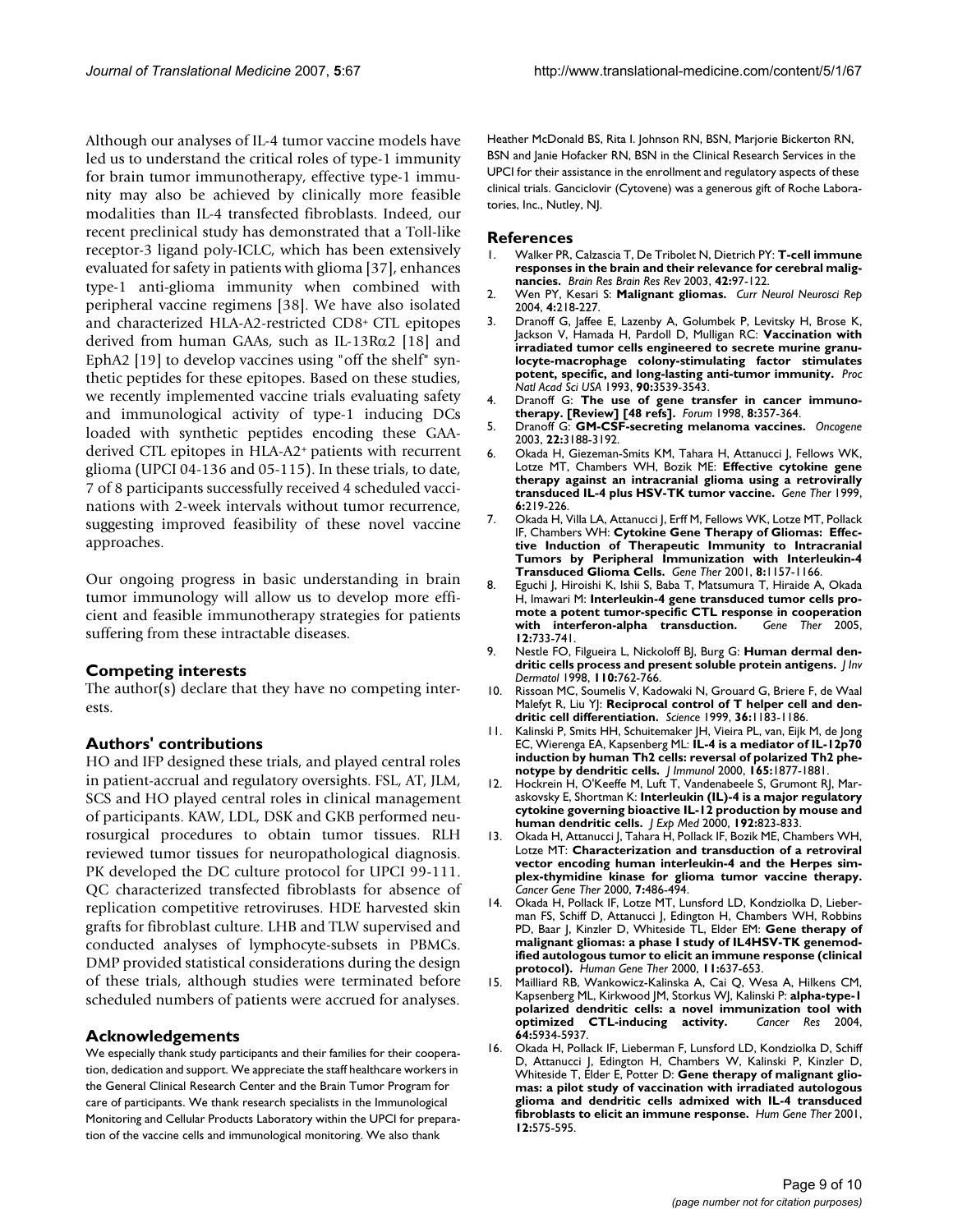Although our analyses of IL-4 tumor vaccine models have led us to understand the critical roles of type-1 immunity for brain tumor immunotherapy, effective type-1 immunity may also be achieved by clinically more feasible modalities than IL-4 transfected fibroblasts. Indeed, our recent preclinical study has demonstrated that a Toll-like receptor-3 ligand poly-ICLC, which has been extensively evaluated for safety in patients with glioma [37], enhances type-1 anti-glioma immunity when combined with peripheral vaccine regimens [38]. We have also isolated and characterized HLA-A2-restricted CD8+ CTL epitopes derived from human GAAs, such as IL-13R$\alpha$2 [18] and EphA2 [19] to develop vaccines using "off the shelf" synthetic peptides for these epitopes. Based on these studies, we recently implemented vaccine trials evaluating safety and immunological activity of type-1 inducing DCs loaded with synthetic peptides encoding these GAA-derived CTL epitopes in HLA-A2+ patients with recurrent glioma (UPCI 04-136 and 05-115). In these trials, to date, 7 of 8 participants successfully received 4 scheduled vaccinations with 2-week intervals without tumor recurrence, suggesting improved feasibility of these novel vaccine approaches.

Our ongoing progress in basic understanding in brain tumor immunology will allow us to develop more efficient and feasible immunotherapy strategies for patients suffering from these intractable diseases.

## Competing interests

The author(s) declare that they have no competing interests.

## Authors' contributions

HO and IFP designed these trials, and played central roles in patient-accrual and regulatory oversights. FSL, AT, JLM, SCS and HO played central roles in clinical management of participants. KAW, LDL, DSK and GKB performed neurosurgical procedures to obtain tumor tissues. RLH reviewed tumor tissues for neuropathological diagnosis. PK developed the DC culture protocol for UPCI 99-111. QC characterized transfected fibroblasts for absence of replication competitive retroviruses. HDE harvested skin grafts for fibroblast culture. LHB and TLW supervised and conducted analyses of lymphocyte-subsets in PBMCs. DMP provided statistical considerations during the design of these trials, although studies were terminated before scheduled numbers of patients were accrued for analyses.

## Acknowledgements

We especially thank study participants and their families for their cooperation, dedication and support. We appreciate the staff healthcare workers in the General Clinical Research Center and the Brain Tumor Program for care of participants. We thank research specialists in the Immunological Monitoring and Cellular Products Laboratory within the UPCI for preparation of the vaccine cells and immunological monitoring. We also thank Heather McDonald BS, Rita I. Johnson RN, BSN, Marjorie Bickerton RN, BSN and Janie Hofacker RN, BSN in the Clinical Research Services in the UPCI for their assistance in the enrollment and regulatory aspects of these clinical trials. Ganciclovir (Cytovene) was a generous gift of Roche Laboratories, Inc., Nutley, NJ.

## References

1. Walker PR, Calzascia T, De Tribolet N, Dietrich PY: **T-cell immune responses in the brain and their relevance for cerebral malignancies.** *Brain Res Brain Res Rev* 2003, **42:**97-122.
2. Wen PY, Kesari S: **Malignant gliomas.** *Curr Neurol Neurosci Rep* 2004, **4:**218-227.
3. Dranoff G, Jaffee E, Lazenby A, Golumbek P, Levitsky H, Brose K, Jackson V, Hamada H, Pardoll D, Mulligan RC: **Vaccination with irradiated tumor cells engineered to secrete murine granulocyte-macrophage colony-stimulating factor stimulates potent, specific, and long-lasting anti-tumor immunity.** *Proc Natl Acad Sci USA* 1993, **90:**3539-3543.
4. Dranoff G: **The use of gene transfer in cancer immunotherapy. [Review] [48 refs].** *Forum* 1998, **8:**357-364.
5. Dranoff G: **GM-CSF-secreting melanoma vaccines.** *Oncogene* 2003, **22:**3188-3192.
6. Okada H, Giezeman-Smits KM, Tahara H, Attanucci J, Fellows WK, Lotze MT, Chambers WH, Bozik ME: **Effective cytokine gene therapy against an intracranial glioma using a retrovirally transduced IL-4 plus HSV-TK tumor vaccine.** *Gene Ther* 1999, **6:**219-226.
7. Okada H, Villa LA, Attanucci J, Erff M, Fellows WK, Lotze MT, Pollack IF, Chambers WH: **Cytokine Gene Therapy of Gliomas: Effective Induction of Therapeutic Immunity to Intracranial Tumors by Peripheral Immunization with Interleukin-4 Transduced Glioma Cells.** *Gene Ther* 2001, **8:**1157-1166.
8. Eguchi J, Hiroishi K, Ishii S, Baba T, Matsumura T, Hiraide A, Okada H, Imawari M: **Interleukin-4 gene transduced tumor cells promote a potent tumor-specific CTL response in cooperation with interferon-alpha transduction.** *Gene Ther* 2005, **12:**733-741.
9. Nestle FO, Filgueira L, Nickoloff BJ, Burg G: **Human dermal dendritic cells process and present soluble protein antigens.** *J Inv Dermatol* 1998, **110:**762-766.
10. Rissoan MC, Soumelis V, Kadowaki N, Grouard G, Briere F, de Waal Malefyt R, Liu YJ: **Reciprocal control of T helper cell and dendritic cell differentiation.** *Science* 1999, **36:**1183-1186.
11. Kalinski P, Smits HH, Schuitemaker JH, Vieira PL, van, Eijk M, de Jong EC, Wierenga EA, Kapsenberg ML: **IL-4 is a mediator of IL-12p70 induction by human Th2 cells: reversal of polarized Th2 phenotype by dendritic cells.** *J Immunol* 2000, **165:**1877-1881.
12. Hockrein H, O'Keeffe M, Luft T, Vandenabeele S, Grumont RJ, Maraskovsky E, Shortman K: **Interleukin (IL)-4 is a major regulatory cytokine governing bioactive IL-12 production by mouse and human dendritic cells.** *J Exp Med* 2000, **192:**823-833.
13. Okada H, Attanucci J, Tahara H, Pollack IF, Bozik ME, Chambers WH, Lotze MT: **Characterization and transduction of a retroviral vector encoding human interleukin-4 and the Herpes simplex-thymidine kinase for glioma tumor vaccine therapy.** *Cancer Gene Ther* 2000, **7:**486-494.
14. Okada H, Pollack IF, Lotze MT, Lunsford LD, Kondziolka D, Lieberman FS, Schiff D, Attanucci J, Edington H, Chambers WH, Robbins PD, Baar J, Kinzler D, Whiteside TL, Elder EM: **Gene therapy of malignant gliomas: a phase I study of IL4HSV-TK genemodified autologous tumor to elicit an immune response (clinical protocol).** *Human Gene Ther* 2000, **11:**637-653.
15. Mailliard RB, Wankowicz-Kalinska A, Cai Q, Wesa A, Hilkens CM, Kapsenberg ML, Kirkwood JM, Storkus WJ, Kalinski P: **alpha-type-1 polarized dendritic cells: a novel immunization tool with optimized CTL-inducing activity.** *Cancer Res* 2004, **64:**5934-5937.
16. Okada H, Pollack IF, Lieberman F, Lunsford LD, Kondziolka D, Schiff D, Attanucci J, Edington H, Chambers W, Kalinski P, Kinzler D, Whiteside T, Elder E, Potter D: **Gene therapy of malignant gliomas: a pilot study of vaccination with irradiated autologous glioma and dendritic cells admixed with IL-4 transduced fibroblasts to elicit an immune response.** *Hum Gene Ther* 2001, **12:**575-595.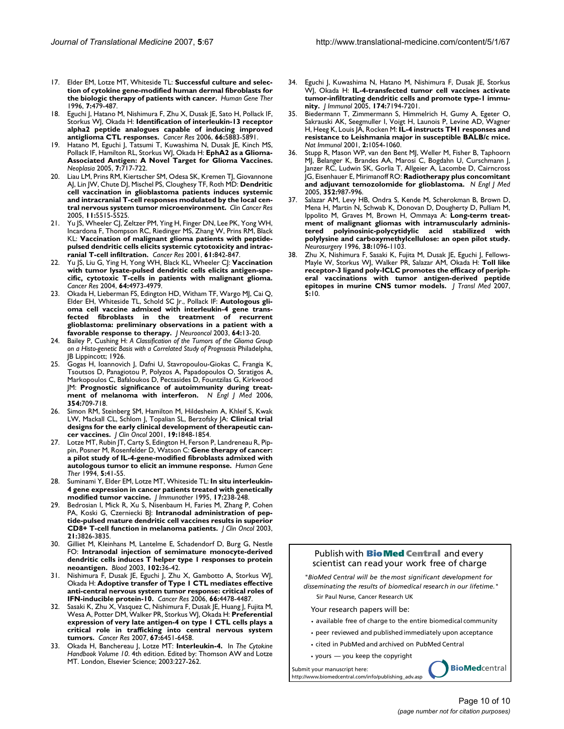17. Elder EM, Lotze MT, Whiteside TL: **Successful culture and selection of cytokine gene-modified human dermal fibroblasts for the biologic therapy of patients with cancer.** *Human Gene Ther* 1996, **7:**479-487.
18. Eguchi J, Hatano M, Nishimura F, Zhu X, Dusak JE, Sato H, Pollack IF, Storkus WJ, Okada H: **Identification of interleukin-13 receptor alpha2 peptide analogues capable of inducing improved antiglioma CTL responses.** *Cancer Res* 2006, **66:**5883-5891.
19. Hatano M, Eguchi J, Tatsumi T, Kuwashima N, Dusak JE, Kinch MS, Pollack IF, Hamilton RL, Storkus WJ, Okada H: **EphA2 as a Glioma-Associated Antigen: A Novel Target for Glioma Vaccines.** *Neoplasia* 2005, **7:**717-722.
20. Liau LM, Prins RM, Kiertscher SM, Odesa SK, Kremen TJ, Giovannone AJ, Lin JW, Chute DJ, Mischel PS, Cloughesy TF, Roth MD: **Dendritic cell vaccination in glioblastoma patients induces systemic and intracranial T-cell responses modulated by the local central nervous system tumor microenvironment.** *Clin Cancer Res* 2005, **11:**5515-5525.
21. Yu JS, Wheeler CJ, Zeltzer PM, Ying H, Finger DN, Lee PK, Yong WH, Incardona F, Thompson RC, Riedinger MS, Zhang W, Prins RM, Black KL: **Vaccination of malignant glioma patients with peptide-pulsed dendritic cells elicits systemic cytotoxicity and intracranial T-cell infiltration.** *Cancer Res* 2001, **61:**842-847.
22. Yu JS, Liu G, Ying H, Yong WH, Black KL, Wheeler CJ: **Vaccination with tumor lysate-pulsed dendritic cells elicits antigen-specific, cytotoxic T-cells in patients with malignant glioma.** *Cancer Res* 2004, **64:**4973-4979.
23. Okada H, Lieberman FS, Edington HD, Witham TF, Wargo MJ, Cai Q, Elder EH, Whiteside TL, Schold SC Jr., Pollack IF: **Autologous glioma cell vaccine admixed with interleukin-4 gene transfected fibroblasts in the treatment of recurrent glioblastoma: preliminary observations in a patient with a favorable response to therapy.** *J Neurooncol* 2003, **64:**13-20.
24. Bailey P, Cushing H: *A Classification of the Tumors of the Glioma Group on a Histo-genetic Basis with a Correlated Study of Prognsosis* Philadelphia, JB Lippincott; 1926.
25. Gogas H, Ioannovich J, Dafni U, Stavropoulou-Giokas C, Frangia K, Tsoutsos D, Panagiotou P, Polyzos A, Papadopoulos O, Stratigos A, Markopoulos C, Bafaloukos D, Pectasides D, Fountzilas G, Kirkwood JM: **Prognostic significance of autoimmunity during treatment of melanoma with interferon.** *N Engl J Med* 2006, **354:**709-718.
26. Simon RM, Steinberg SM, Hamilton M, Hildesheim A, Khleif S, Kwak LW, Mackall CL, Schlom J, Topalian SL, Berzofsky JA: **Clinical trial designs for the early clinical development of therapeutic cancer vaccines.** *J Clin Oncol* 2001, **19:**1848-1854.
27. Lotze MT, Rubin JT, Carty S, Edington H, Ferson P, Landreneau R, Pippin, Posner M, Rosenfelder D, Watson C: **Gene therapy of cancer: a pilot study of IL-4-gene-modified fibroblasts admixed with autologous tumor to elicit an immune response.** *Human Gene Ther* 1994, **5:**41-55.
28. Suminami Y, Elder EM, Lotze MT, Whiteside TL: **In situ interleukin-4 gene expression in cancer patients treated with genetically modified tumor vaccine.** *J Immunother* 1995, **17:**238-248.
29. Bedrosian I, Mick R, Xu S, Nisenbaum H, Faries M, Zhang P, Cohen PA, Koski G, Czerniecki BJ: **Intranodal administration of peptide-pulsed mature dendritic cell vaccines results in superior CD8+ T-cell function in melanoma patients.** *J Clin Oncol* 2003, **21:**3826-3835.
30. Gilliet M, Kleinhans M, Lantelme E, Schadendorf D, Burg G, Nestle FO: **Intranodal injection of semimature monocyte-derived dendritic cells induces T helper type 1 responses to protein neoantigen.** *Blood* 2003, **102:**36-42.
31. Nishimura F, Dusak JE, Eguchi J, Zhu X, Gambotto A, Storkus WJ, Okada H: **Adoptive transfer of Type 1 CTL mediates effective anti-central nervous system tumor response: critical roles of IFN-inducible protein-10.** *Cancer Res* 2006, **66:**4478-4487.
32. Sasaki K, Zhu X, Vasquez C, Nishimura F, Dusak JE, Huang J, Fujita M, Wesa A, Potter DM, Walker PR, Storkus WJ, Okada H: **Preferential expression of very late antigen-4 on type 1 CTL cells plays a critical role in trafficking into central nervous system tumors.** *Cancer Res* 2007, **67:**6451-6458.
33. Okada H, Banchereau J, Lotze MT: **Interleukin-4.** In *The Cytokine Handbook Volume 10*. 4th edition. Edited by: Thomson AW and Lotze MT. London, Elsevier Science; 2003:227-262.
34. Eguchi J, Kuwashima N, Hatano M, Nishimura F, Dusak JE, Storkus WJ, Okada H: **IL-4-transfected tumor cell vaccines activate tumor-infiltrating dendritic cells and promote type-1 immunity.** *J Immunol* 2005, **174:**7194-7201.
35. Biedermann T, Zimmermann S, Himmelrich H, Gumy A, Egeter O, Sakrauski AK, Seegmuller I, Voigt H, Launois P, Levine AD, Wagner H, Heeg K, Louis JA, Rocken M: **IL-4 instructs TH1 responses and resistance to Leishmania major in susceptible BALB/c mice.** *Nat Immunol* 2001, **2:**1054-1060.
36. Stupp R, Mason WP, van den Bent MJ, Weller M, Fisher B, Taphoorn MJ, Belanger K, Brandes AA, Marosi C, Bogdahn U, Curschmann J, Janzer RC, Ludwin SK, Gorlia T, Allgeier A, Lacombe D, Cairncross JG, Eisenhauer E, Mirimanoff RO: **Radiotherapy plus concomitant and adjuvant temozolomide for glioblastoma.** *N Engl J Med* 2005, **352:**987-996.
37. Salazar AM, Levy HB, Ondra S, Kende M, Scherokman B, Brown D, Mena H, Martin N, Schwab K, Donovan D, Dougherty D, Pulliam M, Ippolito M, Graves M, Brown H, Ommaya A: **Long-term treatment of malignant gliomas with intramuscularly administered polyinosinic-polycytidylic acid stabilized with polylysine and carboxymethylcellulose: an open pilot study.** *Neurosurgery* 1996, **38:**1096-1103.
38. Zhu X, Nishimura F, Sasaki K, Fujita M, Dusak JE, Eguchi J, Fellows-Mayle W, Storkus WJ, Walker PR, Salazar AM, Okada H: **Toll like receptor-3 ligand poly-ICLC promotes the efficacy of peripheral vaccinations with tumor antigen-derived peptide epitopes in murine CNS tumor models.** *J Transl Med* 2007, **5:**10.

Publish with **BioMed Central** and every scientist can read your work free of charge

*"BioMed Central will be the most significant development for disseminating the results of biomedical research in our lifetime."*

Sir Paul Nurse, Cancer Research UK

Your research papers will be:

- available free of charge to the entire biomedical community
- peer reviewed and published immediately upon acceptance
- cited in PubMed and archived on PubMed Central
- yours — you keep the copyright

Submit your manuscript here:
http://www.biomedcentral.com/info/publishing_adv.asp

**BioMed**central